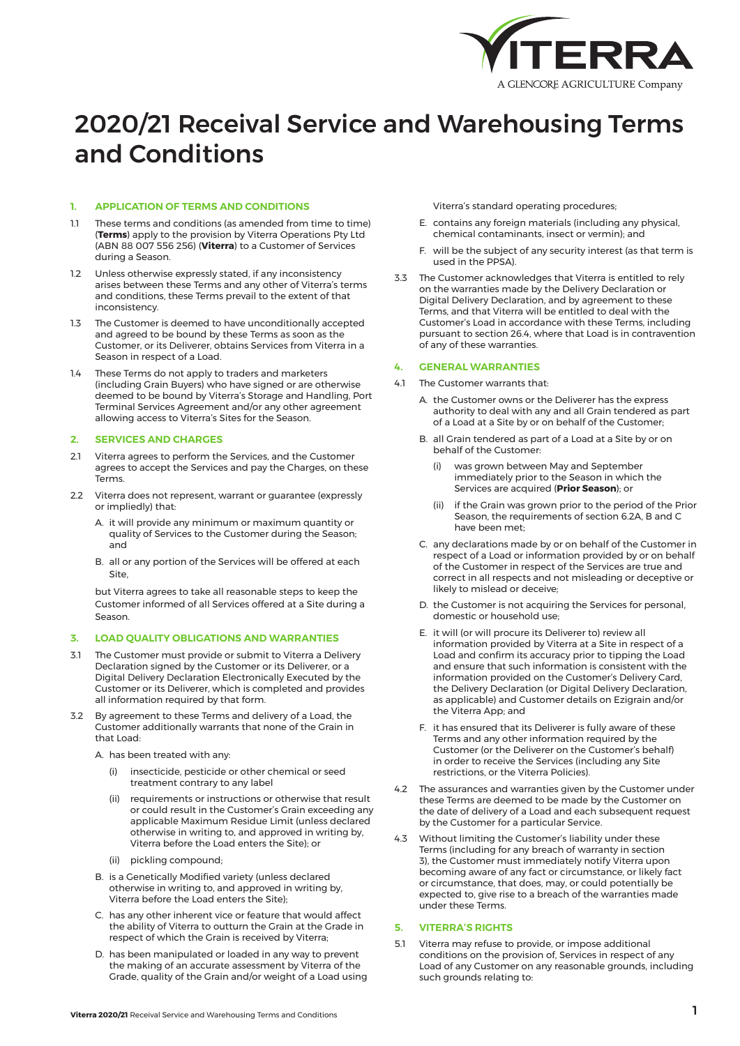# 2020/21 Receival Service and Warehousing Terms and Conditions

## 1. APPLICATION OF TERMS AND CONDITIONS

1.1 These terms and conditions (as amended from time to time) (**Terms**) apply to the provision by Viterra Operations Pty Ltd (ABN 88 007 556 256) (**Viterra**) to a Customer of Services during a Season.

1.2 Unless otherwise expressly stated, if any inconsistency arises between these Terms and any other of Viterra's terms and conditions, these Terms prevail to the extent of that inconsistency.

1.3 The Customer is deemed to have unconditionally accepted and agreed to be bound by these Terms as soon as the Customer, or its Deliverer, obtains Services from Viterra in a Season in respect of a Load.

1.4 These Terms do not apply to traders and marketers (including Grain Buyers) who have signed or are otherwise deemed to be bound by Viterra's Storage and Handling, Port Terminal Services Agreement and/or any other agreement allowing access to Viterra's Sites for the Season.

## 2. SERVICES AND CHARGES

2.1 Viterra agrees to perform the Services, and the Customer agrees to accept the Services and pay the Charges, on these Terms.

2.2 Viterra does not represent, warrant or guarantee (expressly or impliedly) that:

A. it will provide any minimum or maximum quantity or quality of Services to the Customer during the Season; and

B. all or any portion of the Services will be offered at each Site,

but Viterra agrees to take all reasonable steps to keep the Customer informed of all Services offered at a Site during a Season.

## 3. LOAD QUALITY OBLIGATIONS AND WARRANTIES

3.1 The Customer must provide or submit to Viterra a Delivery Declaration signed by the Customer or its Deliverer, or a Digital Delivery Declaration Electronically Executed by the Customer or its Deliverer, which is completed and provides all information required by that form.

3.2 By agreement to these Terms and delivery of a Load, the Customer additionally warrants that none of the Grain in that Load:

A. has been treated with any:

(i) insecticide, pesticide or other chemical or seed treatment contrary to any label

(ii) requirements or instructions or otherwise that result or could result in the Customer's Grain exceeding any applicable Maximum Residue Limit (unless declared otherwise in writing to, and approved in writing by, Viterra before the Load enters the Site); or

(ii) pickling compound;

B. is a Genetically Modified variety (unless declared otherwise in writing to, and approved in writing by, Viterra before the Load enters the Site);

C. has any other inherent vice or feature that would affect the ability of Viterra to outturn the Grain at the Grade in respect of which the Grain is received by Viterra;

D. has been manipulated or loaded in any way to prevent the making of an accurate assessment by Viterra of the Grade, quality of the Grain and/or weight of a Load using Viterra's standard operating procedures;

E. contains any foreign materials (including any physical, chemical contaminants, insect or vermin); and

F. will be the subject of any security interest (as that term is used in the PPSA).

3.3 The Customer acknowledges that Viterra is entitled to rely on the warranties made by the Delivery Declaration or Digital Delivery Declaration, and by agreement to these Terms, and that Viterra will be entitled to deal with the Customer's Load in accordance with these Terms, including pursuant to section 26.4, where that Load is in contravention of any of these warranties.

## 4. GENERAL WARRANTIES

4.1 The Customer warrants that:

A. the Customer owns or the Deliverer has the express authority to deal with any and all Grain tendered as part of a Load at a Site by or on behalf of the Customer;

B. all Grain tendered as part of a Load at a Site by or on behalf of the Customer:

(i) was grown between May and September immediately prior to the Season in which the Services are acquired (**Prior Season**); or

(ii) if the Grain was grown prior to the period of the Prior Season, the requirements of section 6.2A, B and C have been met;

C. any declarations made by or on behalf of the Customer in respect of a Load or information provided by or on behalf of the Customer in respect of the Services are true and correct in all respects and not misleading or deceptive or likely to mislead or deceive;

D. the Customer is not acquiring the Services for personal, domestic or household use;

E. it will (or will procure its Deliverer to) review all information provided by Viterra at a Site in respect of a Load and confirm its accuracy prior to tipping the Load and ensure that such information is consistent with the information provided on the Customer's Delivery Card, the Delivery Declaration (or Digital Delivery Declaration, as applicable) and Customer details on Ezigrain and/or the Viterra App; and

F. it has ensured that its Deliverer is fully aware of these Terms and any other information required by the Customer (or the Deliverer on the Customer's behalf) in order to receive the Services (including any Site restrictions, or the Viterra Policies).

4.2 The assurances and warranties given by the Customer under these Terms are deemed to be made by the Customer on the date of delivery of a Load and each subsequent request by the Customer for a particular Service.

4.3 Without limiting the Customer's liability under these Terms (including for any breach of warranty in section 3), the Customer must immediately notify Viterra upon becoming aware of any fact or circumstance, or likely fact or circumstance, that does, may, or could potentially be expected to, give rise to a breach of the warranties made under these Terms.

## 5. VITERRA'S RIGHTS

5.1 Viterra may refuse to provide, or impose additional conditions on the provision of, Services in respect of any Load of any Customer on any reasonable grounds, including such grounds relating to: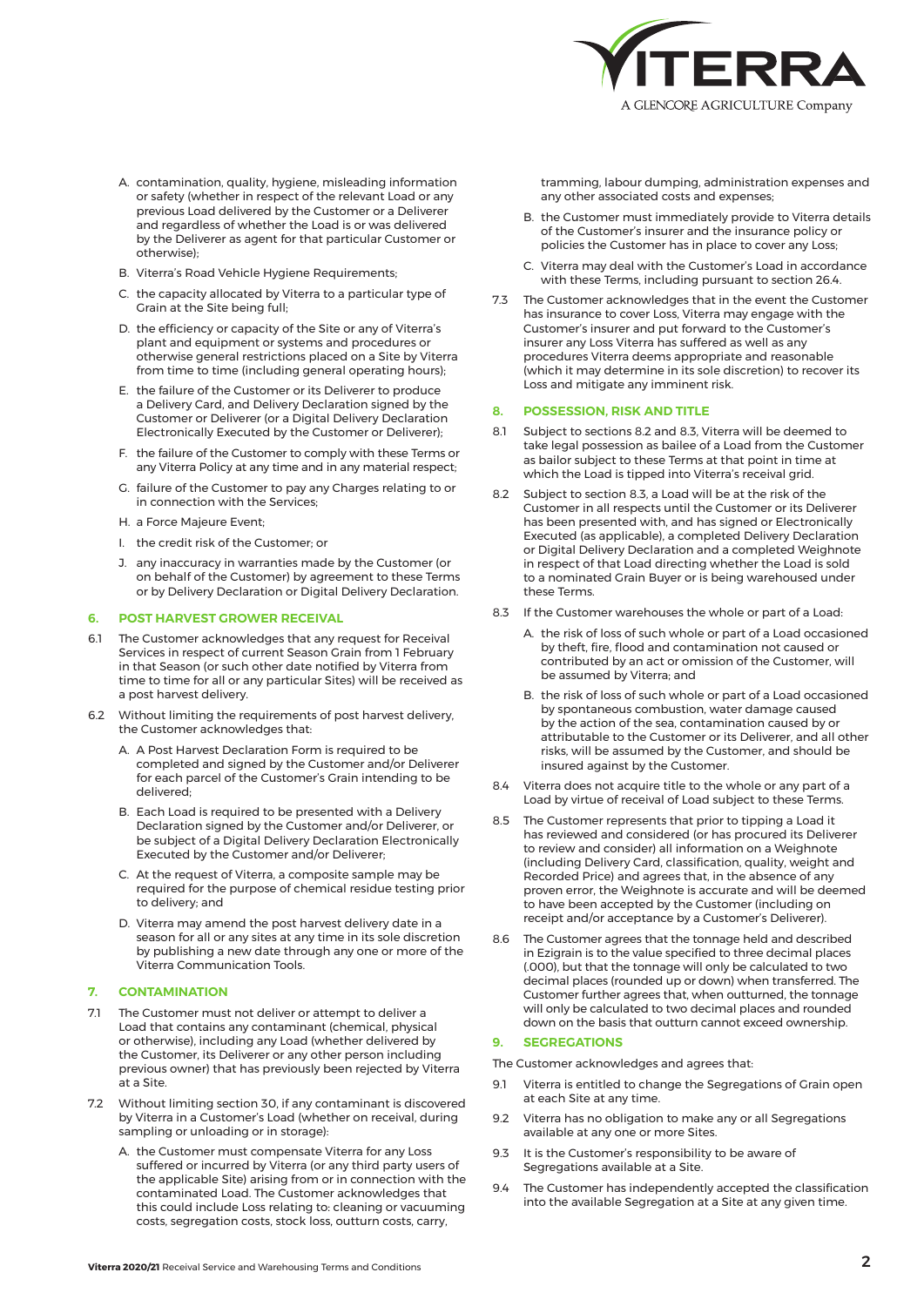A. contamination, quality, hygiene, misleading information or safety (whether in respect of the relevant Load or any previous Load delivered by the Customer or a Deliverer and regardless of whether the Load is or was delivered by the Deliverer as agent for that particular Customer or otherwise);

B. Viterra's Road Vehicle Hygiene Requirements;

C. the capacity allocated by Viterra to a particular type of Grain at the Site being full;

D. the efficiency or capacity of the Site or any of Viterra's plant and equipment or systems and procedures or otherwise general restrictions placed on a Site by Viterra from time to time (including general operating hours);

E. the failure of the Customer or its Deliverer to produce a Delivery Card, and Delivery Declaration signed by the Customer or Deliverer (or a Digital Delivery Declaration Electronically Executed by the Customer or Deliverer);

F. the failure of the Customer to comply with these Terms or any Viterra Policy at any time and in any material respect;

G. failure of the Customer to pay any Charges relating to or in connection with the Services;

H. a Force Majeure Event;

I. the credit risk of the Customer; or

J. any inaccuracy in warranties made by the Customer (or on behalf of the Customer) by agreement to these Terms or by Delivery Declaration or Digital Delivery Declaration.

## 6. POST HARVEST GROWER RECEIVAL

6.1 The Customer acknowledges that any request for Receival Services in respect of current Season Grain from 1 February in that Season (or such other date notified by Viterra from time to time for all or any particular Sites) will be received as a post harvest delivery.

6.2 Without limiting the requirements of post harvest delivery, the Customer acknowledges that:

A. A Post Harvest Declaration Form is required to be completed and signed by the Customer and/or Deliverer for each parcel of the Customer's Grain intending to be delivered;

B. Each Load is required to be presented with a Delivery Declaration signed by the Customer and/or Deliverer, or be subject of a Digital Delivery Declaration Electronically Executed by the Customer and/or Deliverer;

C. At the request of Viterra, a composite sample may be required for the purpose of chemical residue testing prior to delivery; and

D. Viterra may amend the post harvest delivery date in a season for all or any sites at any time in its sole discretion by publishing a new date through any one or more of the Viterra Communication Tools.

## 7. CONTAMINATION

7.1 The Customer must not deliver or attempt to deliver a Load that contains any contaminant (chemical, physical or otherwise), including any Load (whether delivered by the Customer, its Deliverer or any other person including previous owner) that has previously been rejected by Viterra at a Site.

7.2 Without limiting section 30, if any contaminant is discovered by Viterra in a Customer's Load (whether on receival, during sampling or unloading or in storage):

A. the Customer must compensate Viterra for any Loss suffered or incurred by Viterra (or any third party users of the applicable Site) arising from or in connection with the contaminated Load. The Customer acknowledges that this could include Loss relating to: cleaning or vacuuming costs, segregation costs, stock loss, outturn costs, carry, tramming, labour dumping, administration expenses and any other associated costs and expenses;

B. the Customer must immediately provide to Viterra details of the Customer's insurer and the insurance policy or policies the Customer has in place to cover any Loss;

C. Viterra may deal with the Customer's Load in accordance with these Terms, including pursuant to section 26.4.

7.3 The Customer acknowledges that in the event the Customer has insurance to cover Loss, Viterra may engage with the Customer's insurer and put forward to the Customer's insurer any Loss Viterra has suffered as well as any procedures Viterra deems appropriate and reasonable (which it may determine in its sole discretion) to recover its Loss and mitigate any imminent risk.

## 8. POSSESSION, RISK AND TITLE

8.1 Subject to sections 8.2 and 8.3, Viterra will be deemed to take legal possession as bailee of a Load from the Customer as bailor subject to these Terms at that point in time at which the Load is tipped into Viterra's receival grid.

8.2 Subject to section 8.3, a Load will be at the risk of the Customer in all respects until the Customer or its Deliverer has been presented with, and has signed or Electronically Executed (as applicable), a completed Delivery Declaration or Digital Delivery Declaration and a completed Weighnote in respect of that Load directing whether the Load is sold to a nominated Grain Buyer or is being warehoused under these Terms.

8.3 If the Customer warehouses the whole or part of a Load:

A. the risk of loss of such whole or part of a Load occasioned by theft, fire, flood and contamination not caused or contributed by an act or omission of the Customer, will be assumed by Viterra; and

B. the risk of loss of such whole or part of a Load occasioned by spontaneous combustion, water damage caused by the action of the sea, contamination caused by or attributable to the Customer or its Deliverer, and all other risks, will be assumed by the Customer, and should be insured against by the Customer.

8.4 Viterra does not acquire title to the whole or any part of a Load by virtue of receival of Load subject to these Terms.

8.5 The Customer represents that prior to tipping a Load it has reviewed and considered (or has procured its Deliverer to review and consider) all information on a Weighnote (including Delivery Card, classification, quality, weight and Recorded Price) and agrees that, in the absence of any proven error, the Weighnote is accurate and will be deemed to have been accepted by the Customer (including on receipt and/or acceptance by a Customer's Deliverer).

8.6 The Customer agrees that the tonnage held and described in Ezigrain is to the value specified to three decimal places (.000), but that the tonnage will only be calculated to two decimal places (rounded up or down) when transferred. The Customer further agrees that, when outturned, the tonnage will only be calculated to two decimal places and rounded down on the basis that outturn cannot exceed ownership.

## 9. SEGREGATIONS

The Customer acknowledges and agrees that:

9.1 Viterra is entitled to change the Segregations of Grain open at each Site at any time.

9.2 Viterra has no obligation to make any or all Segregations available at any one or more Sites.

9.3 It is the Customer's responsibility to be aware of Segregations available at a Site.

9.4 The Customer has independently accepted the classification into the available Segregation at a Site at any given time.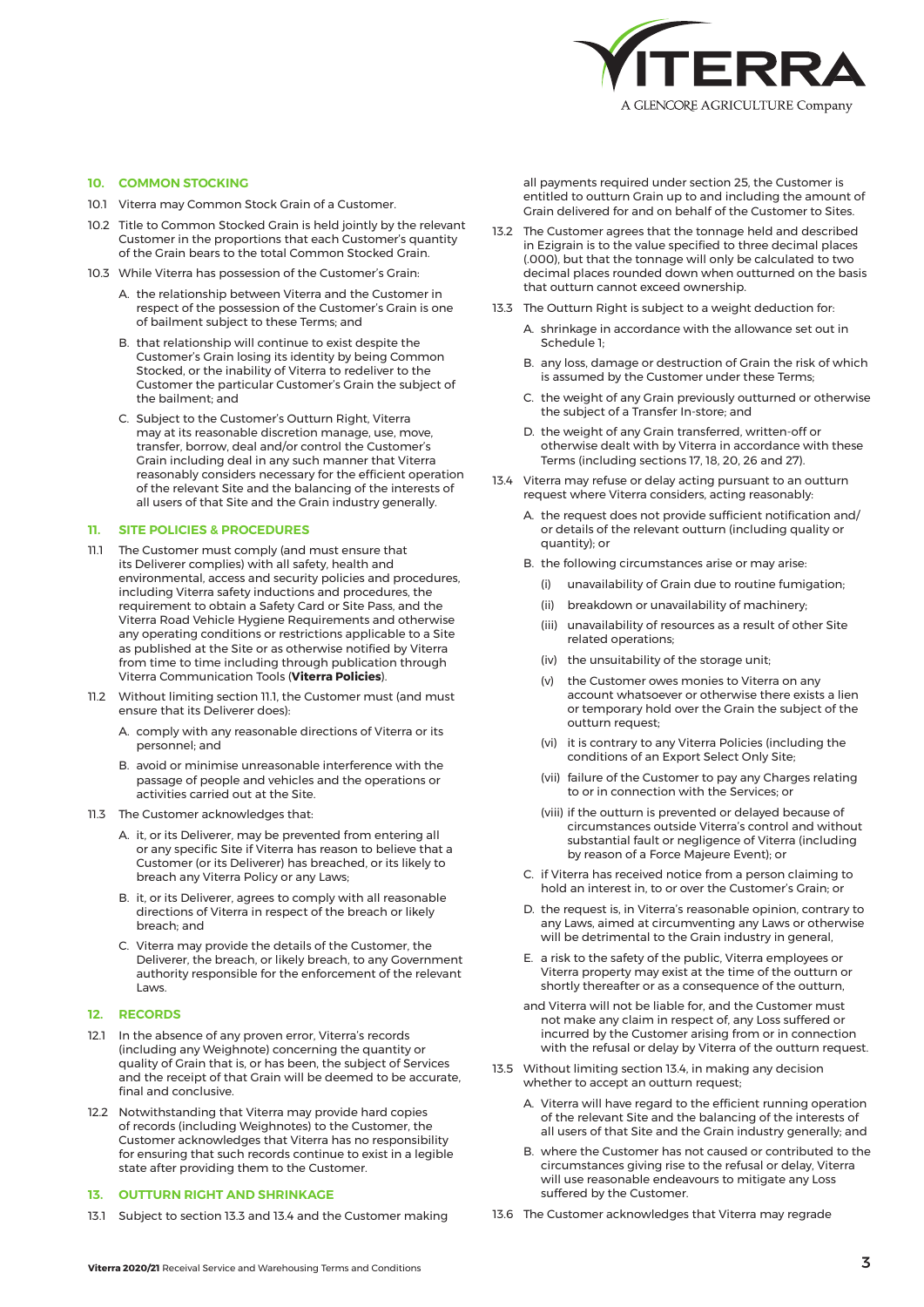## 10. COMMON STOCKING

10.1 Viterra may Common Stock Grain of a Customer.

10.2 Title to Common Stocked Grain is held jointly by the relevant Customer in the proportions that each Customer's quantity of the Grain bears to the total Common Stocked Grain.

10.3 While Viterra has possession of the Customer's Grain:

A. the relationship between Viterra and the Customer in respect of the possession of the Customer's Grain is one of bailment subject to these Terms; and

B. that relationship will continue to exist despite the Customer's Grain losing its identity by being Common Stocked, or the inability of Viterra to redeliver to the Customer the particular Customer's Grain the subject of the bailment; and

C. Subject to the Customer's Outturn Right, Viterra may at its reasonable discretion manage, use, move, transfer, borrow, deal and/or control the Customer's Grain including deal in any such manner that Viterra reasonably considers necessary for the efficient operation of the relevant Site and the balancing of the interests of all users of that Site and the Grain industry generally.

## 11. SITE POLICIES & PROCEDURES

11.1 The Customer must comply (and must ensure that its Deliverer complies) with all safety, health and environmental, access and security policies and procedures, including Viterra safety inductions and procedures, the requirement to obtain a Safety Card or Site Pass, and the Viterra Road Vehicle Hygiene Requirements and otherwise any operating conditions or restrictions applicable to a Site as published at the Site or as otherwise notified by Viterra from time to time including through publication through Viterra Communication Tools (**Viterra Policies**).

11.2 Without limiting section 11.1, the Customer must (and must ensure that its Deliverer does):

A. comply with any reasonable directions of Viterra or its personnel; and

B. avoid or minimise unreasonable interference with the passage of people and vehicles and the operations or activities carried out at the Site.

11.3 The Customer acknowledges that:

A. it, or its Deliverer, may be prevented from entering all or any specific Site if Viterra has reason to believe that a Customer (or its Deliverer) has breached, or its likely to breach any Viterra Policy or any Laws;

B. it, or its Deliverer, agrees to comply with all reasonable directions of Viterra in respect of the breach or likely breach; and

C. Viterra may provide the details of the Customer, the Deliverer, the breach, or likely breach, to any Government authority responsible for the enforcement of the relevant Laws.

## 12. RECORDS

12.1 In the absence of any proven error, Viterra's records (including any Weighnote) concerning the quantity or quality of Grain that is, or has been, the subject of Services and the receipt of that Grain will be deemed to be accurate, final and conclusive.

12.2 Notwithstanding that Viterra may provide hard copies of records (including Weighnotes) to the Customer, the Customer acknowledges that Viterra has no responsibility for ensuring that such records continue to exist in a legible state after providing them to the Customer.

## 13. OUTTURN RIGHT AND SHRINKAGE

13.1 Subject to section 13.3 and 13.4 and the Customer making all payments required under section 25, the Customer is entitled to outturn Grain up to and including the amount of Grain delivered for and on behalf of the Customer to Sites.

13.2 The Customer agrees that the tonnage held and described in Ezigrain is to the value specified to three decimal places (.000), but that the tonnage will only be calculated to two decimal places rounded down when outturned on the basis that outturn cannot exceed ownership.

13.3 The Outturn Right is subject to a weight deduction for:

A. shrinkage in accordance with the allowance set out in Schedule 1;

B. any loss, damage or destruction of Grain the risk of which is assumed by the Customer under these Terms;

C. the weight of any Grain previously outturned or otherwise the subject of a Transfer In-store; and

D. the weight of any Grain transferred, written-off or otherwise dealt with by Viterra in accordance with these Terms (including sections 17, 18, 20, 26 and 27).

13.4 Viterra may refuse or delay acting pursuant to an outturn request where Viterra considers, acting reasonably:

A. the request does not provide sufficient notification and/ or details of the relevant outturn (including quality or quantity); or

B. the following circumstances arise or may arise:

(i) unavailability of Grain due to routine fumigation;

(ii) breakdown or unavailability of machinery;

(iii) unavailability of resources as a result of other Site related operations;

(iv) the unsuitability of the storage unit;

(v) the Customer owes monies to Viterra on any account whatsoever or otherwise there exists a lien or temporary hold over the Grain the subject of the outturn request;

(vi) it is contrary to any Viterra Policies (including the conditions of an Export Select Only Site;

(vii) failure of the Customer to pay any Charges relating to or in connection with the Services; or

(viii) if the outturn is prevented or delayed because of circumstances outside Viterra's control and without substantial fault or negligence of Viterra (including by reason of a Force Majeure Event); or

C. if Viterra has received notice from a person claiming to hold an interest in, to or over the Customer's Grain; or

D. the request is, in Viterra's reasonable opinion, contrary to any Laws, aimed at circumventing any Laws or otherwise will be detrimental to the Grain industry in general,

E. a risk to the safety of the public, Viterra employees or Viterra property may exist at the time of the outturn or shortly thereafter or as a consequence of the outturn,

and Viterra will not be liable for, and the Customer must not make any claim in respect of, any Loss suffered or incurred by the Customer arising from or in connection with the refusal or delay by Viterra of the outturn request.

13.5 Without limiting section 13.4, in making any decision whether to accept an outturn request;

A. Viterra will have regard to the efficient running operation of the relevant Site and the balancing of the interests of all users of that Site and the Grain industry generally; and

B. where the Customer has not caused or contributed to the circumstances giving rise to the refusal or delay, Viterra will use reasonable endeavours to mitigate any Loss suffered by the Customer.

13.6 The Customer acknowledges that Viterra may regrade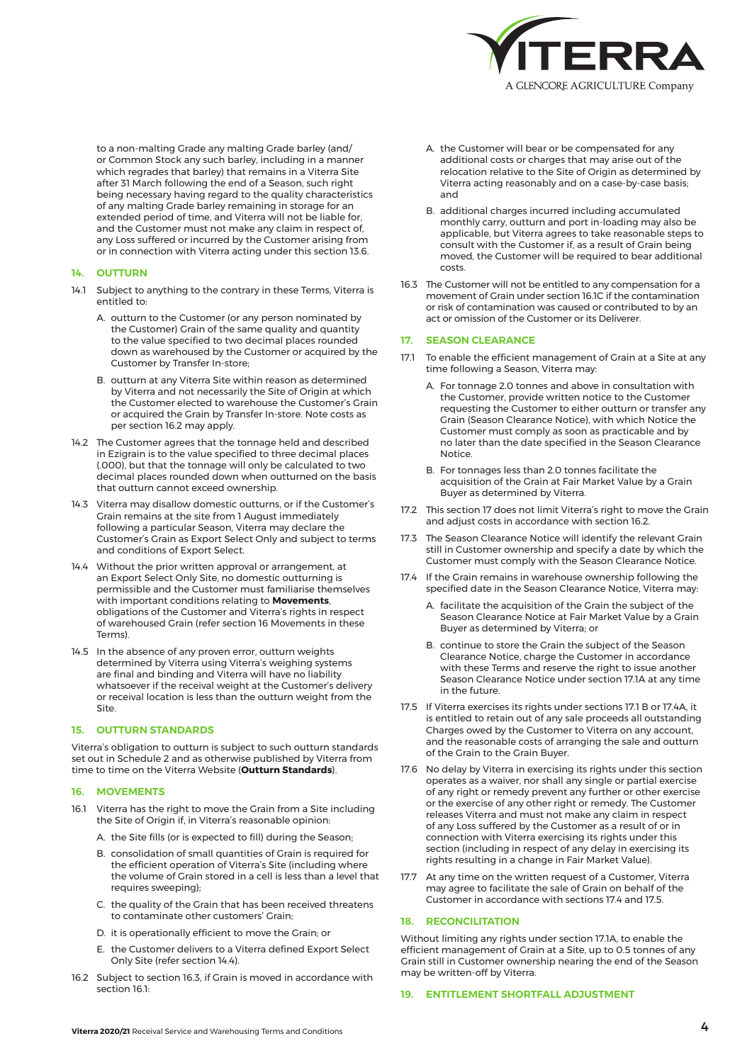to a non-malting Grade any malting Grade barley (and/or Common Stock any such barley, including in a manner which regrades that barley) that remains in a Viterra Site after 31 March following the end of a Season, such right being necessary having regard to the quality characteristics of any malting Grade barley remaining in storage for an extended period of time, and Viterra will not be liable for, and the Customer must not make any claim in respect of, any Loss suffered or incurred by the Customer arising from or in connection with Viterra acting under this section 13.6.

## 14. OUTTURN

14.1 Subject to anything to the contrary in these Terms, Viterra is entitled to:

A. outturn to the Customer (or any person nominated by the Customer) Grain of the same quality and quantity to the value specified to two decimal places rounded down as warehoused by the Customer or acquired by the Customer by Transfer In-store;

B. outturn at any Viterra Site within reason as determined by Viterra and not necessarily the Site of Origin at which the Customer elected to warehouse the Customer's Grain or acquired the Grain by Transfer In-store. Note costs as per section 16.2 may apply.

14.2 The Customer agrees that the tonnage held and described in Ezigrain is to the value specified to three decimal places (.000), but that the tonnage will only be calculated to two decimal places rounded down when outturned on the basis that outturn cannot exceed ownership.

14.3 Viterra may disallow domestic outturns, or if the Customer's Grain remains at the site from 1 August immediately following a particular Season, Viterra may declare the Customer's Grain as Export Select Only and subject to terms and conditions of Export Select.

14.4 Without the prior written approval or arrangement, at an Export Select Only Site, no domestic outturning is permissible and the Customer must familiarise themselves with important conditions relating to **Movements**, obligations of the Customer and Viterra's rights in respect of warehoused Grain (refer section 16 Movements in these Terms).

14.5 In the absence of any proven error, outturn weights determined by Viterra using Viterra's weighing systems are final and binding and Viterra will have no liability whatsoever if the receival weight at the Customer's delivery or receival location is less than the outturn weight from the Site.

## 15. OUTTURN STANDARDS

Viterra's obligation to outturn is subject to such outturn standards set out in Schedule 2 and as otherwise published by Viterra from time to time on the Viterra Website (**Outturn Standards**).

## 16. MOVEMENTS

16.1 Viterra has the right to move the Grain from a Site including the Site of Origin if, in Viterra's reasonable opinion:

A. the Site fills (or is expected to fill) during the Season;

B. consolidation of small quantities of Grain is required for the efficient operation of Viterra's Site (including where the volume of Grain stored in a cell is less than a level that requires sweeping);

C. the quality of the Grain that has been received threatens to contaminate other customers' Grain;

D. it is operationally efficient to move the Grain; or

E. the Customer delivers to a Viterra defined Export Select Only Site (refer section 14.4).

16.2 Subject to section 16.3, if Grain is moved in accordance with section 16.1:

A. the Customer will bear or be compensated for any additional costs or charges that may arise out of the relocation relative to the Site of Origin as determined by Viterra acting reasonably and on a case-by-case basis; and

B. additional charges incurred including accumulated monthly carry, outturn and port in-loading may also be applicable, but Viterra agrees to take reasonable steps to consult with the Customer if, as a result of Grain being moved, the Customer will be required to bear additional costs.

16.3 The Customer will not be entitled to any compensation for a movement of Grain under section 16.1C if the contamination or risk of contamination was caused or contributed to by an act or omission of the Customer or its Deliverer.

## 17. SEASON CLEARANCE

17.1 To enable the efficient management of Grain at a Site at any time following a Season, Viterra may:

A. For tonnage 2.0 tonnes and above in consultation with the Customer, provide written notice to the Customer requesting the Customer to either outturn or transfer any Grain (Season Clearance Notice), with which Notice the Customer must comply as soon as practicable and by no later than the date specified in the Season Clearance Notice.

B. For tonnages less than 2.0 tonnes facilitate the acquisition of the Grain at Fair Market Value by a Grain Buyer as determined by Viterra.

17.2 This section 17 does not limit Viterra's right to move the Grain and adjust costs in accordance with section 16.2.

17.3 The Season Clearance Notice will identify the relevant Grain still in Customer ownership and specify a date by which the Customer must comply with the Season Clearance Notice.

17.4 If the Grain remains in warehouse ownership following the specified date in the Season Clearance Notice, Viterra may:

A. facilitate the acquisition of the Grain the subject of the Season Clearance Notice at Fair Market Value by a Grain Buyer as determined by Viterra; or

B. continue to store the Grain the subject of the Season Clearance Notice, charge the Customer in accordance with these Terms and reserve the right to issue another Season Clearance Notice under section 17.1A at any time in the future.

17.5 If Viterra exercises its rights under sections 17.1 B or 17.4A, it is entitled to retain out of any sale proceeds all outstanding Charges owed by the Customer to Viterra on any account, and the reasonable costs of arranging the sale and outturn of the Grain to the Grain Buyer.

17.6 No delay by Viterra in exercising its rights under this section operates as a waiver, nor shall any single or partial exercise of any right or remedy prevent any further or other exercise or the exercise of any other right or remedy. The Customer releases Viterra and must not make any claim in respect of any Loss suffered by the Customer as a result of or in connection with Viterra exercising its rights under this section (including in respect of any delay in exercising its rights resulting in a change in Fair Market Value).

17.7 At any time on the written request of a Customer, Viterra may agree to facilitate the sale of Grain on behalf of the Customer in accordance with sections 17.4 and 17.5.

## 18. RECONCILIATION

Without limiting any rights under section 17.1A, to enable the efficient management of Grain at a Site, up to 0.5 tonnes of any Grain still in Customer ownership nearing the end of the Season may be written-off by Viterra.

## 19. ENTITLEMENT SHORTFALL ADJUSTMENT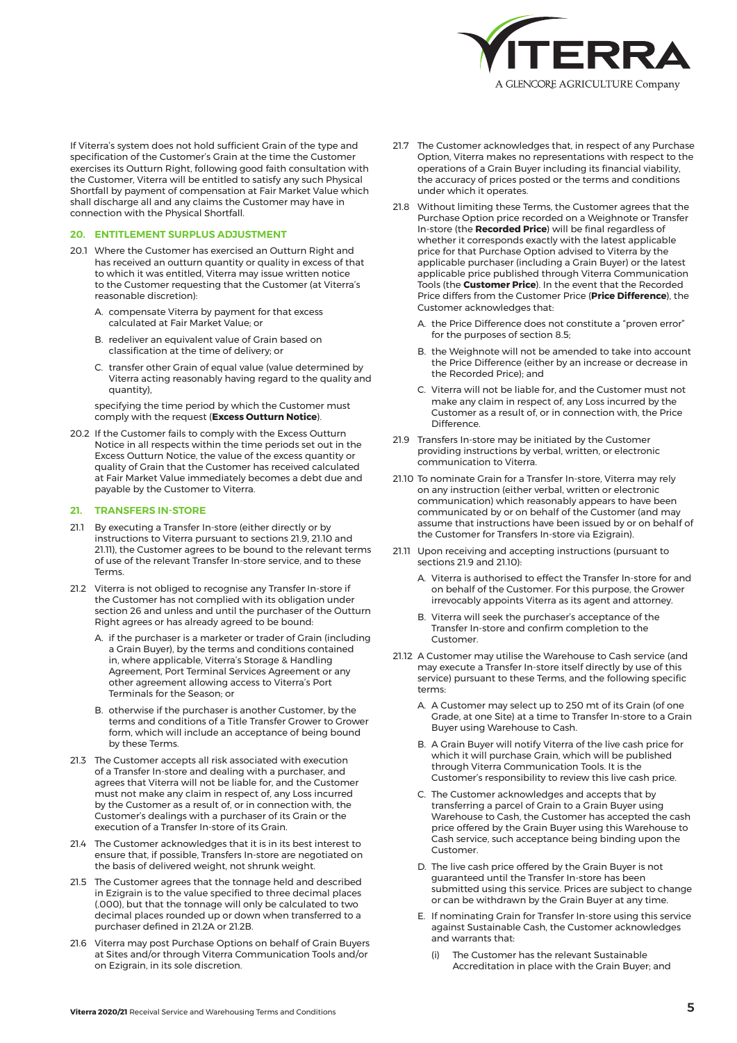If Viterra's system does not hold sufficient Grain of the type and specification of the Customer's Grain at the time the Customer exercises its Outturn Right, following good faith consultation with the Customer, Viterra will be entitled to satisfy any such Physical Shortfall by payment of compensation at Fair Market Value which shall discharge all and any claims the Customer may have in connection with the Physical Shortfall.

## 20. ENTITLEMENT SURPLUS ADJUSTMENT

20.1 Where the Customer has exercised an Outturn Right and has received an outturn quantity or quality in excess of that to which it was entitled, Viterra may issue written notice to the Customer requesting that the Customer (at Viterra's reasonable discretion):

A. compensate Viterra by payment for that excess calculated at Fair Market Value; or

B. redeliver an equivalent value of Grain based on classification at the time of delivery; or

C. transfer other Grain of equal value (value determined by Viterra acting reasonably having regard to the quality and quantity),

specifying the time period by which the Customer must comply with the request (**Excess Outturn Notice**).

20.2 If the Customer fails to comply with the Excess Outturn Notice in all respects within the time periods set out in the Excess Outturn Notice, the value of the excess quantity or quality of Grain that the Customer has received calculated at Fair Market Value immediately becomes a debt due and payable by the Customer to Viterra.

## 21. TRANSFERS IN-STORE

21.1 By executing a Transfer In-store (either directly or by instructions to Viterra pursuant to sections 21.9, 21.10 and 21.11), the Customer agrees to be bound to the relevant terms of use of the relevant Transfer In-store service, and to these Terms.

21.2 Viterra is not obliged to recognise any Transfer In-store if the Customer has not complied with its obligation under section 26 and unless and until the purchaser of the Outturn Right agrees or has already agreed to be bound:

A. if the purchaser is a marketer or trader of Grain (including a Grain Buyer), by the terms and conditions contained in, where applicable, Viterra's Storage & Handling Agreement, Port Terminal Services Agreement or any other agreement allowing access to Viterra's Port Terminals for the Season; or

B. otherwise if the purchaser is another Customer, by the terms and conditions of a Title Transfer Grower to Grower form, which will include an acceptance of being bound by these Terms.

21.3 The Customer accepts all risk associated with execution of a Transfer In-store and dealing with a purchaser, and agrees that Viterra will not be liable for, and the Customer must not make any claim in respect of, any Loss incurred by the Customer as a result of, or in connection with, the Customer's dealings with a purchaser of its Grain or the execution of a Transfer In-store of its Grain.

21.4 The Customer acknowledges that it is in its best interest to ensure that, if possible, Transfers In-store are negotiated on the basis of delivered weight, not shrunk weight.

21.5 The Customer agrees that the tonnage held and described in Ezigrain is to the value specified to three decimal places (.000), but that the tonnage will only be calculated to two decimal places rounded up or down when transferred to a purchaser defined in 21.2A or 21.2B.

21.6 Viterra may post Purchase Options on behalf of Grain Buyers at Sites and/or through Viterra Communication Tools and/or on Ezigrain, in its sole discretion.

21.7 The Customer acknowledges that, in respect of any Purchase Option, Viterra makes no representations with respect to the operations of a Grain Buyer including its financial viability, the accuracy of prices posted or the terms and conditions under which it operates.

21.8 Without limiting these Terms, the Customer agrees that the Purchase Option price recorded on a Weighnote or Transfer In-store (the **Recorded Price**) will be final regardless of whether it corresponds exactly with the latest applicable price for that Purchase Option advised to Viterra by the applicable purchaser (including a Grain Buyer) or the latest applicable price published through Viterra Communication Tools (the **Customer Price**). In the event that the Recorded Price differs from the Customer Price (**Price Difference**), the Customer acknowledges that:

A. the Price Difference does not constitute a "proven error" for the purposes of section 8.5;

B. the Weighnote will not be amended to take into account the Price Difference (either by an increase or decrease in the Recorded Price); and

C. Viterra will not be liable for, and the Customer must not make any claim in respect of, any Loss incurred by the Customer as a result of, or in connection with, the Price Difference.

21.9 Transfers In-store may be initiated by the Customer providing instructions by verbal, written, or electronic communication to Viterra.

21.10 To nominate Grain for a Transfer In-store, Viterra may rely on any instruction (either verbal, written or electronic communication) which reasonably appears to have been communicated by or on behalf of the Customer (and may assume that instructions have been issued by or on behalf of the Customer for Transfers In-store via Ezigrain).

21.11 Upon receiving and accepting instructions (pursuant to sections 21.9 and 21.10):

A. Viterra is authorised to effect the Transfer In-store for and on behalf of the Customer. For this purpose, the Grower irrevocably appoints Viterra as its agent and attorney.

B. Viterra will seek the purchaser's acceptance of the Transfer In-store and confirm completion to the Customer.

21.12 A Customer may utilise the Warehouse to Cash service (and may execute a Transfer In-store itself directly by use of this service) pursuant to these Terms, and the following specific terms:

A. A Customer may select up to 250 mt of its Grain (of one Grade, at one Site) at a time to Transfer In-store to a Grain Buyer using Warehouse to Cash.

B. A Grain Buyer will notify Viterra of the live cash price for which it will purchase Grain, which will be published through Viterra Communication Tools. It is the Customer's responsibility to review this live cash price.

C. The Customer acknowledges and accepts that by transferring a parcel of Grain to a Grain Buyer using Warehouse to Cash, the Customer has accepted the cash price offered by the Grain Buyer using this Warehouse to Cash service, such acceptance being binding upon the Customer.

D. The live cash price offered by the Grain Buyer is not guaranteed until the Transfer In-store has been submitted using this service. Prices are subject to change or can be withdrawn by the Grain Buyer at any time.

E. If nominating Grain for Transfer In-store using this service against Sustainable Cash, the Customer acknowledges and warrants that:

(i) The Customer has the relevant Sustainable Accreditation in place with the Grain Buyer; and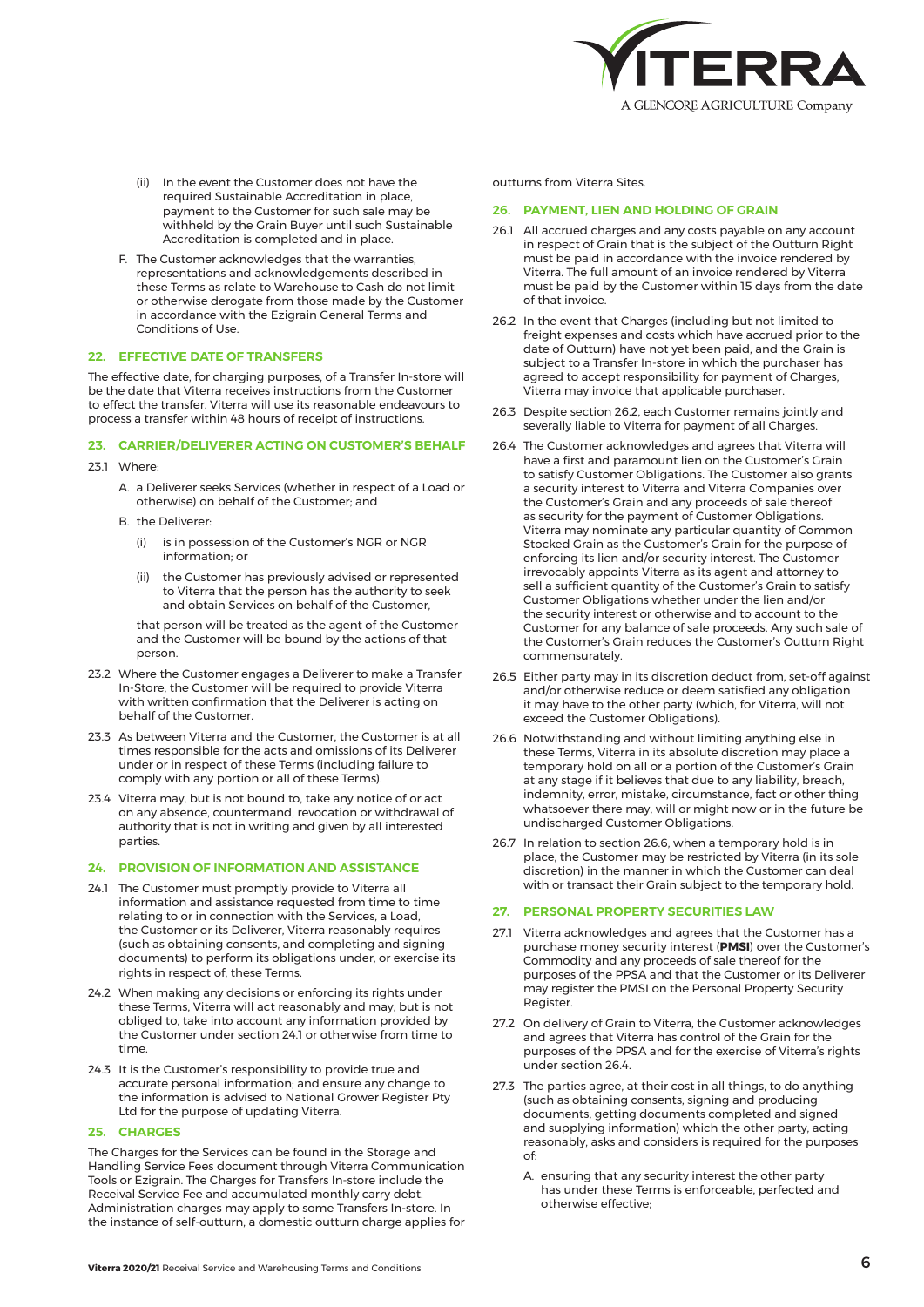(ii) In the event the Customer does not have the required Sustainable Accreditation in place, payment to the Customer for such sale may be withheld by the Grain Buyer until such Sustainable Accreditation is completed and in place.

F. The Customer acknowledges that the warranties, representations and acknowledgements described in these Terms as relate to Warehouse to Cash do not limit or otherwise derogate from those made by the Customer in accordance with the Ezigrain General Terms and Conditions of Use.

## 22. EFFECTIVE DATE OF TRANSFERS

The effective date, for charging purposes, of a Transfer In-store will be the date that Viterra receives instructions from the Customer to effect the transfer. Viterra will use its reasonable endeavours to process a transfer within 48 hours of receipt of instructions.

## 23. CARRIER/DELIVERER ACTING ON CUSTOMER'S BEHALF

23.1 Where:

A. a Deliverer seeks Services (whether in respect of a Load or otherwise) on behalf of the Customer; and

B. the Deliverer:

(i) is in possession of the Customer's NGR or NGR information; or

(ii) the Customer has previously advised or represented to Viterra that the person has the authority to seek and obtain Services on behalf of the Customer,

that person will be treated as the agent of the Customer and the Customer will be bound by the actions of that person.

23.2 Where the Customer engages a Deliverer to make a Transfer In-Store, the Customer will be required to provide Viterra with written confirmation that the Deliverer is acting on behalf of the Customer.

23.3 As between Viterra and the Customer, the Customer is at all times responsible for the acts and omissions of its Deliverer under or in respect of these Terms (including failure to comply with any portion or all of these Terms).

23.4 Viterra may, but is not bound to, take any notice of or act on any absence, countermand, revocation or withdrawal of authority that is not in writing and given by all interested parties.

## 24. PROVISION OF INFORMATION AND ASSISTANCE

24.1 The Customer must promptly provide to Viterra all information and assistance requested from time to time relating to or in connection with the Services, a Load, the Customer or its Deliverer, Viterra reasonably requires (such as obtaining consents, and completing and signing documents) to perform its obligations under, or exercise its rights in respect of, these Terms.

24.2 When making any decisions or enforcing its rights under these Terms, Viterra will act reasonably and may, but is not obliged to, take into account any information provided by the Customer under section 24.1 or otherwise from time to time.

24.3 It is the Customer's responsibility to provide true and accurate personal information; and ensure any change to the information is advised to National Grower Register Pty Ltd for the purpose of updating Viterra.

## 25. CHARGES

The Charges for the Services can be found in the Storage and Handling Service Fees document through Viterra Communication Tools or Ezigrain. The Charges for Transfers In-store include the Receival Service Fee and accumulated monthly carry debt. Administration charges may apply to some Transfers In-store. In the instance of self-outturn, a domestic outturn charge applies for outturns from Viterra Sites.

## 26. PAYMENT, LIEN AND HOLDING OF GRAIN

26.1 All accrued charges and any costs payable on any account in respect of Grain that is the subject of the Outturn Right must be paid in accordance with the invoice rendered by Viterra. The full amount of an invoice rendered by Viterra must be paid by the Customer within 15 days from the date of that invoice.

26.2 In the event that Charges (including but not limited to freight expenses and costs which have accrued prior to the date of Outturn) have not yet been paid, and the Grain is subject to a Transfer In-store in which the purchaser has agreed to accept responsibility for payment of Charges, Viterra may invoice that applicable purchaser.

26.3 Despite section 26.2, each Customer remains jointly and severally liable to Viterra for payment of all Charges.

26.4 The Customer acknowledges and agrees that Viterra will have a first and paramount lien on the Customer's Grain to satisfy Customer Obligations. The Customer also grants a security interest to Viterra and Viterra Companies over the Customer's Grain and any proceeds of sale thereof as security for the payment of Customer Obligations. Viterra may nominate any particular quantity of Common Stocked Grain as the Customer's Grain for the purpose of enforcing its lien and/or security interest. The Customer irrevocably appoints Viterra as its agent and attorney to sell a sufficient quantity of the Customer's Grain to satisfy Customer Obligations whether under the lien and/or the security interest or otherwise and to account to the Customer for any balance of sale proceeds. Any such sale of the Customer's Grain reduces the Customer's Outturn Right commensurately.

26.5 Either party may in its discretion deduct from, set-off against and/or otherwise reduce or deem satisfied any obligation it may have to the other party (which, for Viterra, will not exceed the Customer Obligations).

26.6 Notwithstanding and without limiting anything else in these Terms, Viterra in its absolute discretion may place a temporary hold on all or a portion of the Customer's Grain at any stage if it believes that due to any liability, breach, indemnity, error, mistake, circumstance, fact or other thing whatsoever there may, will or might now or in the future be undischarged Customer Obligations.

26.7 In relation to section 26.6, when a temporary hold is in place, the Customer may be restricted by Viterra (in its sole discretion) in the manner in which the Customer can deal with or transact their Grain subject to the temporary hold.

## 27. PERSONAL PROPERTY SECURITIES LAW

27.1 Viterra acknowledges and agrees that the Customer has a purchase money security interest (**PMSI**) over the Customer's Commodity and any proceeds of sale thereof for the purposes of the PPSA and that the Customer or its Deliverer may register the PMSI on the Personal Property Security Register.

27.2 On delivery of Grain to Viterra, the Customer acknowledges and agrees that Viterra has control of the Grain for the purposes of the PPSA and for the exercise of Viterra's rights under section 26.4.

27.3 The parties agree, at their cost in all things, to do anything (such as obtaining consents, signing and producing documents, getting documents completed and signed and supplying information) which the other party, acting reasonably, asks and considers is required for the purposes of:

A. ensuring that any security interest the other party has under these Terms is enforceable, perfected and otherwise effective;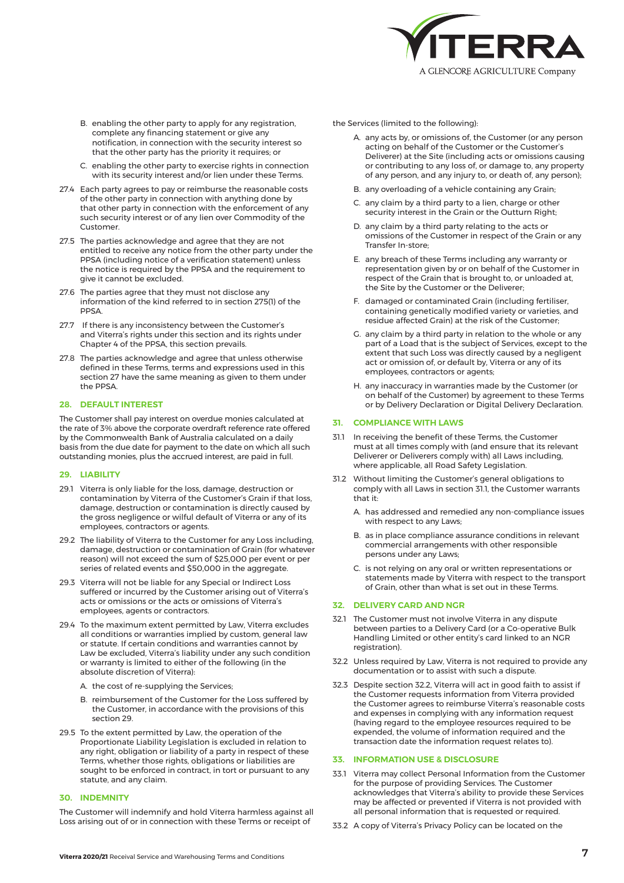B. enabling the other party to apply for any registration, complete any financing statement or give any notification, in connection with the security interest so that the other party has the priority it requires; or

C. enabling the other party to exercise rights in connection with its security interest and/or lien under these Terms.

27.4 Each party agrees to pay or reimburse the reasonable costs of the other party in connection with anything done by that other party in connection with the enforcement of any such security interest or of any lien over Commodity of the Customer.

27.5 The parties acknowledge and agree that they are not entitled to receive any notice from the other party under the PPSA (including notice of a verification statement) unless the notice is required by the PPSA and the requirement to give it cannot be excluded.

27.6 The parties agree that they must not disclose any information of the kind referred to in section 275(1) of the PPSA.

27.7 If there is any inconsistency between the Customer's and Viterra's rights under this section and its rights under Chapter 4 of the PPSA, this section prevails.

27.8 The parties acknowledge and agree that unless otherwise defined in these Terms, terms and expressions used in this section 27 have the same meaning as given to them under the PPSA.

## 28. DEFAULT INTEREST

The Customer shall pay interest on overdue monies calculated at the rate of 3% above the corporate overdraft reference rate offered by the Commonwealth Bank of Australia calculated on a daily basis from the due date for payment to the date on which all such outstanding monies, plus the accrued interest, are paid in full.

## 29. LIABILITY

29.1 Viterra is only liable for the loss, damage, destruction or contamination by Viterra of the Customer's Grain if that loss, damage, destruction or contamination is directly caused by the gross negligence or wilful default of Viterra or any of its employees, contractors or agents.

29.2 The liability of Viterra to the Customer for any Loss including, damage, destruction or contamination of Grain (for whatever reason) will not exceed the sum of $25,000 per event or per series of related events and $50,000 in the aggregate.

29.3 Viterra will not be liable for any Special or Indirect Loss suffered or incurred by the Customer arising out of Viterra's acts or omissions or the acts or omissions of Viterra's employees, agents or contractors.

29.4 To the maximum extent permitted by Law, Viterra excludes all conditions or warranties implied by custom, general law or statute. If certain conditions and warranties cannot by Law be excluded, Viterra's liability under any such condition or warranty is limited to either of the following (in the absolute discretion of Viterra):

A. the cost of re-supplying the Services;

B. reimbursement of the Customer for the Loss suffered by the Customer, in accordance with the provisions of this section 29.

29.5 To the extent permitted by Law, the operation of the Proportionate Liability Legislation is excluded in relation to any right, obligation or liability of a party in respect of these Terms, whether those rights, obligations or liabilities are sought to be enforced in contract, in tort or pursuant to any statute, and any claim.

## 30. INDEMNITY

The Customer will indemnify and hold Viterra harmless against all Loss arising out of or in connection with these Terms or receipt of the Services (limited to the following):

A. any acts by, or omissions of, the Customer (or any person acting on behalf of the Customer or the Customer's Deliverer) at the Site (including acts or omissions causing or contributing to any loss of, or damage to, any property of any person, and any injury to, or death of, any person);

B. any overloading of a vehicle containing any Grain;

C. any claim by a third party to a lien, charge or other security interest in the Grain or the Outturn Right;

D. any claim by a third party relating to the acts or omissions of the Customer in respect of the Grain or any Transfer In-store;

E. any breach of these Terms including any warranty or representation given by or on behalf of the Customer in respect of the Grain that is brought to, or unloaded at, the Site by the Customer or the Deliverer;

F. damaged or contaminated Grain (including fertiliser, containing genetically modified variety or varieties, and residue affected Grain) at the risk of the Customer;

G. any claim by a third party in relation to the whole or any part of a Load that is the subject of Services, except to the extent that such Loss was directly caused by a negligent act or omission of, or default by, Viterra or any of its employees, contractors or agents;

H. any inaccuracy in warranties made by the Customer (or on behalf of the Customer) by agreement to these Terms or by Delivery Declaration or Digital Delivery Declaration.

## 31. COMPLIANCE WITH LAWS

31.1 In receiving the benefit of these Terms, the Customer must at all times comply with (and ensure that its relevant Deliverer or Deliverers comply with) all Laws including, where applicable, all Road Safety Legislation.

31.2 Without limiting the Customer's general obligations to comply with all Laws in section 31.1, the Customer warrants that it:

A. has addressed and remedied any non-compliance issues with respect to any Laws;

B. as in place compliance assurance conditions in relevant commercial arrangements with other responsible persons under any Laws;

C. is not relying on any oral or written representations or statements made by Viterra with respect to the transport of Grain, other than what is set out in these Terms.

## 32. DELIVERY CARD AND NGR

32.1 The Customer must not involve Viterra in any dispute between parties to a Delivery Card (or a Co-operative Bulk Handling Limited or other entity's card linked to an NGR registration).

32.2 Unless required by Law, Viterra is not required to provide any documentation or to assist with such a dispute.

32.3 Despite section 32.2, Viterra will act in good faith to assist if the Customer requests information from Viterra provided the Customer agrees to reimburse Viterra's reasonable costs and expenses in complying with any information request (having regard to the employee resources required to be expended, the volume of information required and the transaction date the information request relates to).

## 33. INFORMATION USE & DISCLOSURE

33.1 Viterra may collect Personal Information from the Customer for the purpose of providing Services. The Customer acknowledges that Viterra's ability to provide these Services may be affected or prevented if Viterra is not provided with all personal information that is requested or required.

33.2 A copy of Viterra's Privacy Policy can be located on the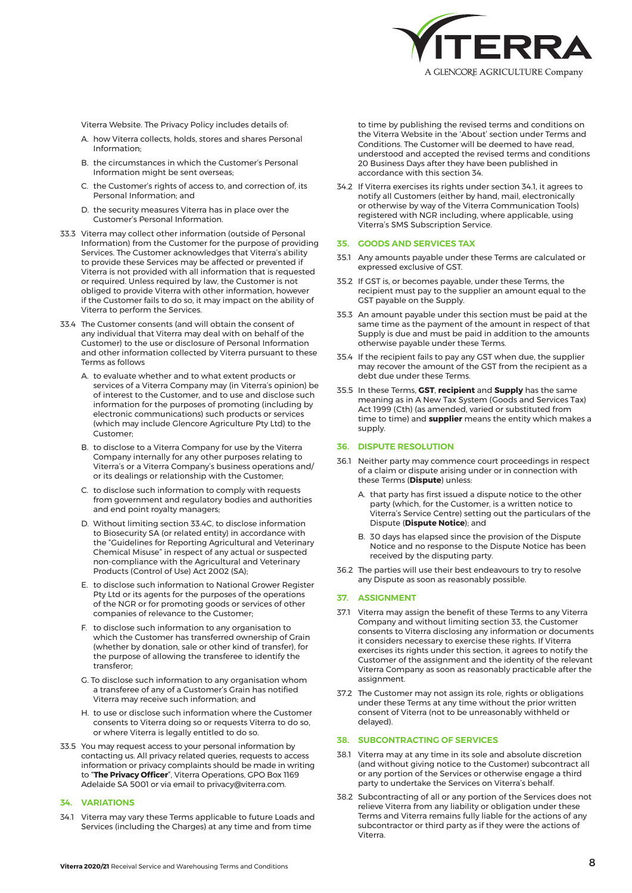Viterra Website. The Privacy Policy includes details of:

A. how Viterra collects, holds, stores and shares Personal Information;

B. the circumstances in which the Customer's Personal Information might be sent overseas;

C. the Customer's rights of access to, and correction of, its Personal Information; and

D. the security measures Viterra has in place over the Customer's Personal Information.

33.3 Viterra may collect other information (outside of Personal Information) from the Customer for the purpose of providing Services. The Customer acknowledges that Viterra's ability to provide these Services may be affected or prevented if Viterra is not provided with all information that is requested or required. Unless required by law, the Customer is not obliged to provide Viterra with other information, however if the Customer fails to do so, it may impact on the ability of Viterra to perform the Services.

33.4 The Customer consents (and will obtain the consent of any individual that Viterra may deal with on behalf of the Customer) to the use or disclosure of Personal Information and other information collected by Viterra pursuant to these Terms as follows

A. to evaluate whether and to what extent products or services of a Viterra Company may (in Viterra's opinion) be of interest to the Customer, and to use and disclose such information for the purposes of promoting (including by electronic communications) such products or services (which may include Glencore Agriculture Pty Ltd) to the Customer;

B. to disclose to a Viterra Company for use by the Viterra Company internally for any other purposes relating to Viterra's or a Viterra Company's business operations and/or its dealings or relationship with the Customer;

C. to disclose such information to comply with requests from government and regulatory bodies and authorities and end point royalty managers;

D. Without limiting section 33.4C, to disclose information to Biosecurity SA (or related entity) in accordance with the "Guidelines for Reporting Agricultural and Veterinary Chemical Misuse" in respect of any actual or suspected non-compliance with the Agricultural and Veterinary Products (Control of Use) Act 2002 (SA);

E. to disclose such information to National Grower Register Pty Ltd or its agents for the purposes of the operations of the NGR or for promoting goods or services of other companies of relevance to the Customer;

F. to disclose such information to any organisation to which the Customer has transferred ownership of Grain (whether by donation, sale or other kind of transfer), for the purpose of allowing the transferee to identify the transferor;

G. To disclose such information to any organisation whom a transferee of any of a Customer's Grain has notified Viterra may receive such information; and

H. to use or disclose such information where the Customer consents to Viterra doing so or requests Viterra to do so, or where Viterra is legally entitled to do so.

33.5 You may request access to your personal information by contacting us. All privacy related queries, requests to access information or privacy complaints should be made in writing to "**The Privacy Officer**", Viterra Operations, GPO Box 1169 Adelaide SA 5001 or via email to privacy@viterra.com.

## 34. VARIATIONS

34.1 Viterra may vary these Terms applicable to future Loads and Services (including the Charges) at any time and from time to time by publishing the revised terms and conditions on the Viterra Website in the 'About' section under Terms and Conditions. The Customer will be deemed to have read, understood and accepted the revised terms and conditions 20 Business Days after they have been published in accordance with this section 34.

34.2 If Viterra exercises its rights under section 34.1, it agrees to notify all Customers (either by hand, mail, electronically or otherwise by way of the Viterra Communication Tools) registered with NGR including, where applicable, using Viterra's SMS Subscription Service.

## 35. GOODS AND SERVICES TAX

35.1 Any amounts payable under these Terms are calculated or expressed exclusive of GST.

35.2 If GST is, or becomes payable, under these Terms, the recipient must pay to the supplier an amount equal to the GST payable on the Supply.

35.3 An amount payable under this section must be paid at the same time as the payment of the amount in respect of that Supply is due and must be paid in addition to the amounts otherwise payable under these Terms.

35.4 If the recipient fails to pay any GST when due, the supplier may recover the amount of the GST from the recipient as a debt due under these Terms.

35.5 In these Terms, **GST**, **recipient** and **Supply** has the same meaning as in A New Tax System (Goods and Services Tax) Act 1999 (Cth) (as amended, varied or substituted from time to time) and **supplier** means the entity which makes a supply.

## 36. DISPUTE RESOLUTION

36.1 Neither party may commence court proceedings in respect of a claim or dispute arising under or in connection with these Terms (**Dispute**) unless:

A. that party has first issued a dispute notice to the other party (which, for the Customer, is a written notice to Viterra's Service Centre) setting out the particulars of the Dispute (**Dispute Notice**); and

B. 30 days has elapsed since the provision of the Dispute Notice and no response to the Dispute Notice has been received by the disputing party.

36.2 The parties will use their best endeavours to try to resolve any Dispute as soon as reasonably possible.

## 37. ASSIGNMENT

37.1 Viterra may assign the benefit of these Terms to any Viterra Company and without limiting section 33, the Customer consents to Viterra disclosing any information or documents it considers necessary to exercise these rights. If Viterra exercises its rights under this section, it agrees to notify the Customer of the assignment and the identity of the relevant Viterra Company as soon as reasonably practicable after the assignment.

37.2 The Customer may not assign its role, rights or obligations under these Terms at any time without the prior written consent of Viterra (not to be unreasonably withheld or delayed).

## 38. SUBCONTRACTING OF SERVICES

38.1 Viterra may at any time in its sole and absolute discretion (and without giving notice to the Customer) subcontract all or any portion of the Services or otherwise engage a third party to undertake the Services on Viterra's behalf.

38.2 Subcontracting of all or any portion of the Services does not relieve Viterra from any liability or obligation under these Terms and Viterra remains fully liable for the actions of any subcontractor or third party as if they were the actions of Viterra.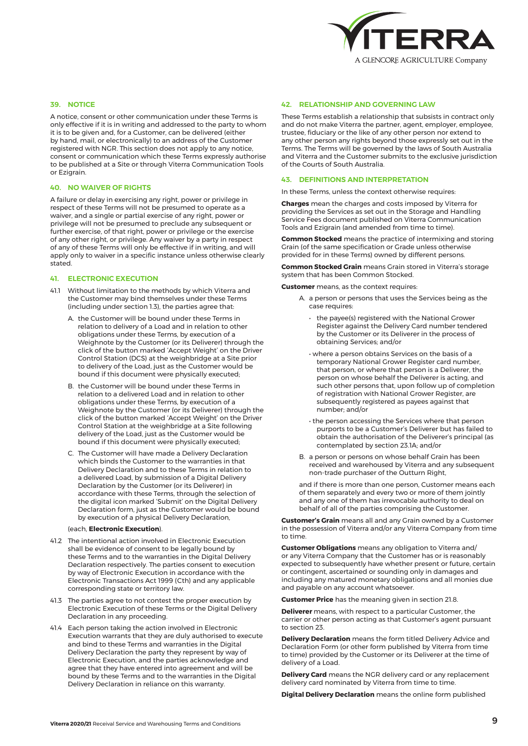## 39. NOTICE

A notice, consent or other communication under these Terms is only effective if it is in writing and addressed to the party to whom it is to be given and, for a Customer, can be delivered (either by hand, mail, or electronically) to an address of the Customer registered with NGR. This section does not apply to any notice, consent or communication which these Terms expressly authorise to be published at a Site or through Viterra Communication Tools or Ezigrain.

## 40. NO WAIVER OF RIGHTS

A failure or delay in exercising any right, power or privilege in respect of these Terms will not be presumed to operate as a waiver, and a single or partial exercise of any right, power or privilege will not be presumed to preclude any subsequent or further exercise, of that right, power or privilege or the exercise of any other right, power or privilege. Any waiver by a party in respect of any of these Terms will only be effective if in writing, and will apply only to waiver in a specific instance unless otherwise clearly stated.

## 41. ELECTRONIC EXECUTION

41.1 Without limitation to the methods by which Viterra and the Customer may bind themselves under these Terms (including under section 1.3), the parties agree that:

A. the Customer will be bound under these Terms in relation to delivery of a Load and in relation to other obligations under these Terms, by execution of a Weighnote by the Customer (or its Deliverer) through the click of the button marked 'Accept Weight' on the Driver Control Station (DCS) at the weighbridge at a Site prior to delivery of the Load, just as the Customer would be bound if this document were physically executed;

B. the Customer will be bound under these Terms in relation to a delivered Load and in relation to other obligations under these Terms, by execution of a Weighnote by the Customer (or its Deliverer) through the click of the button marked 'Accept Weight' on the Driver Control Station at the weighbridge at a Site following delivery of the Load, just as the Customer would be bound if this document were physically executed;

C. The Customer will have made a Delivery Declaration which binds the Customer to the warranties in that Delivery Declaration and to these Terms in relation to a delivered Load, by submission of a Digital Delivery Declaration by the Customer (or its Deliverer) in accordance with these Terms, through the selection of the digital icon marked 'Submit' on the Digital Delivery Declaration form, just as the Customer would be bound by execution of a physical Delivery Declaration,

(each, **Electronic Execution**).

41.2 The intentional action involved in Electronic Execution shall be evidence of consent to be legally bound by these Terms and to the warranties in the Digital Delivery Declaration respectively. The parties consent to execution by way of Electronic Execution in accordance with the Electronic Transactions Act 1999 (Cth) and any applicable corresponding state or territory law.

41.3 The parties agree to not contest the proper execution by Electronic Execution of these Terms or the Digital Delivery Declaration in any proceeding.

41.4 Each person taking the action involved in Electronic Execution warrants that they are duly authorised to execute and bind to these Terms and the warranties in the Digital Delivery Declaration the party they represent by way of Electronic Execution, and the parties acknowledge and agree that they have entered into agreement and will be bound by these Terms and to the warranties in the Digital Delivery Declaration in reliance on this warranty.

## 42. RELATIONSHIP AND GOVERNING LAW

These Terms establish a relationship that subsists in contract only and do not make Viterra the partner, agent, employer, employee, trustee, fiduciary or the like of any other person nor extend to any other person any rights beyond those expressly set out in the Terms. The Terms will be governed by the laws of South Australia and Viterra and the Customer submits to the exclusive jurisdiction of the Courts of South Australia.

## 43. DEFINITIONS AND INTERPRETATION

In these Terms, unless the context otherwise requires:

**Charges** mean the charges and costs imposed by Viterra for providing the Services as set out in the Storage and Handling Service Fees document published on Viterra Communication Tools and Ezigrain (and amended from time to time).

**Common Stocked** means the practice of intermixing and storing Grain (of the same specification or Grade unless otherwise provided for in these Terms) owned by different persons.

**Common Stocked Grain** means Grain stored in Viterra's storage system that has been Common Stocked.

**Customer** means, as the context requires:

A. a person or persons that uses the Services being as the case requires:

- the payee(s) registered with the National Grower Register against the Delivery Card number tendered by the Customer or its Deliverer in the process of obtaining Services; and/or
- where a person obtains Services on the basis of a temporary National Grower Register card number, that person, or where that person is a Deliverer, the person on whose behalf the Deliverer is acting, and such other persons that, upon follow up of completion of registration with National Grower Register, are subsequently registered as payees against that number; and/or
- the person accessing the Services where that person purports to be a Customer's Deliverer but has failed to obtain the authorisation of the Deliverer's principal (as contemplated by section 23.1A; and/or

B. a person or persons on whose behalf Grain has been received and warehoused by Viterra and any subsequent non-trade purchaser of the Outturn Right,

and if there is more than one person, Customer means each of them separately and every two or more of them jointly and any one of them has irrevocable authority to deal on behalf of all of the parties comprising the Customer.

**Customer's Grain** means all and any Grain owned by a Customer in the possession of Viterra and/or any Viterra Company from time to time.

**Customer Obligations** means any obligation to Viterra and/or any Viterra Company that the Customer has or is reasonably expected to subsequently have whether present or future, certain or contingent, ascertained or sounding only in damages and including any matured monetary obligations and all monies due and payable on any account whatsoever.

**Customer Price** has the meaning given in section 21.8.

**Deliverer** means, with respect to a particular Customer, the carrier or other person acting as that Customer's agent pursuant to section 23.

**Delivery Declaration** means the form titled Delivery Advice and Declaration Form (or other form published by Viterra from time to time) provided by the Customer or its Deliverer at the time of delivery of a Load.

**Delivery Card** means the NGR delivery card or any replacement delivery card nominated by Viterra from time to time.

**Digital Delivery Declaration** means the online form published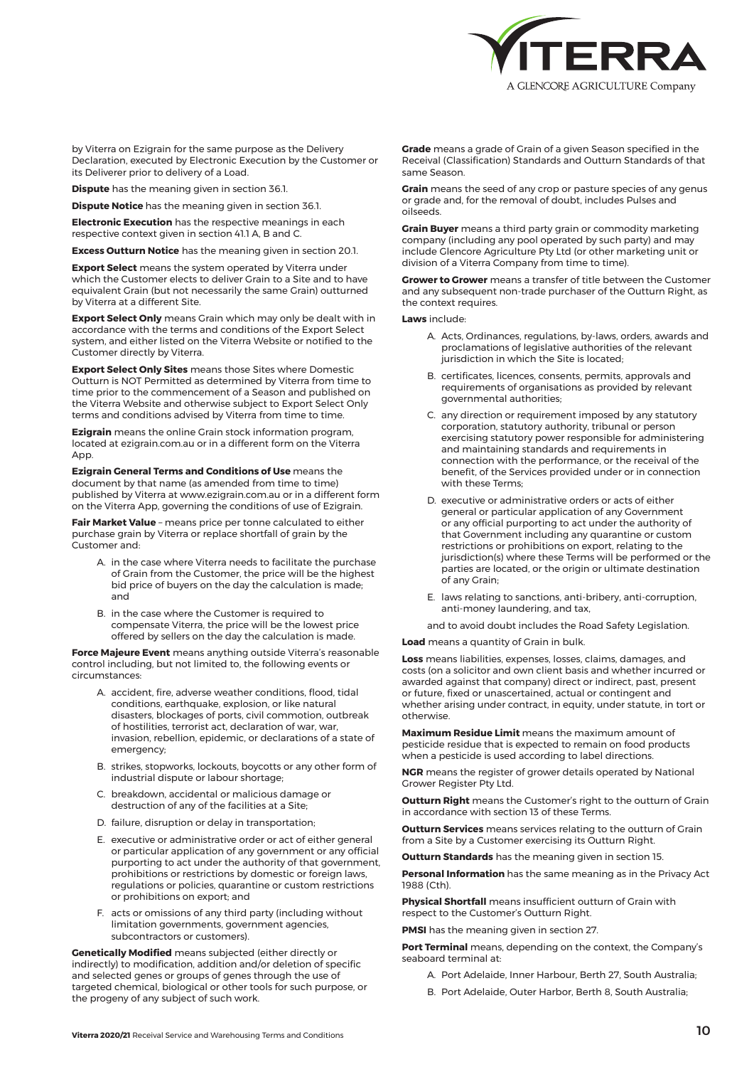by Viterra on Ezigrain for the same purpose as the Delivery Declaration, executed by Electronic Execution by the Customer or its Deliverer prior to delivery of a Load.

**Dispute** has the meaning given in section 36.1.

**Dispute Notice** has the meaning given in section 36.1.

**Electronic Execution** has the respective meanings in each respective context given in section 41.1 A, B and C.

**Excess Outturn Notice** has the meaning given in section 20.1.

**Export Select** means the system operated by Viterra under which the Customer elects to deliver Grain to a Site and to have equivalent Grain (but not necessarily the same Grain) outturned by Viterra at a different Site.

**Export Select Only** means Grain which may only be dealt with in accordance with the terms and conditions of the Export Select system, and either listed on the Viterra Website or notified to the Customer directly by Viterra.

**Export Select Only Sites** means those Sites where Domestic Outturn is NOT Permitted as determined by Viterra from time to time prior to the commencement of a Season and published on the Viterra Website and otherwise subject to Export Select Only terms and conditions advised by Viterra from time to time.

**Ezigrain** means the online Grain stock information program, located at ezigrain.com.au or in a different form on the Viterra App.

**Ezigrain General Terms and Conditions of Use** means the document by that name (as amended from time to time) published by Viterra at www.ezigrain.com.au or in a different form on the Viterra App, governing the conditions of use of Ezigrain.

**Fair Market Value** – means price per tonne calculated to either purchase grain by Viterra or replace shortfall of grain by the Customer and:

A. in the case where Viterra needs to facilitate the purchase of Grain from the Customer, the price will be the highest bid price of buyers on the day the calculation is made; and

B. in the case where the Customer is required to compensate Viterra, the price will be the lowest price offered by sellers on the day the calculation is made.

**Force Majeure Event** means anything outside Viterra's reasonable control including, but not limited to, the following events or circumstances:

A. accident, fire, adverse weather conditions, flood, tidal conditions, earthquake, explosion, or like natural disasters, blockages of ports, civil commotion, outbreak of hostilities, terrorist act, declaration of war, war, invasion, rebellion, epidemic, or declarations of a state of emergency;

B. strikes, stopworks, lockouts, boycotts or any other form of industrial dispute or labour shortage;

C. breakdown, accidental or malicious damage or destruction of any of the facilities at a Site;

D. failure, disruption or delay in transportation;

E. executive or administrative order or act of either general or particular application of any government or any official purporting to act under the authority of that government, prohibitions or restrictions by domestic or foreign laws, regulations or policies, quarantine or custom restrictions or prohibitions on export; and

F. acts or omissions of any third party (including without limitation governments, government agencies, subcontractors or customers).

**Genetically Modified** means subjected (either directly or indirectly) to modification, addition and/or deletion of specific and selected genes or groups of genes through the use of targeted chemical, biological or other tools for such purpose, or the progeny of any subject of such work.

**Grade** means a grade of Grain of a given Season specified in the Receival (Classification) Standards and Outturn Standards of that same Season.

**Grain** means the seed of any crop or pasture species of any genus or grade and, for the removal of doubt, includes Pulses and oilseeds.

**Grain Buyer** means a third party grain or commodity marketing company (including any pool operated by such party) and may include Glencore Agriculture Pty Ltd (or other marketing unit or division of a Viterra Company from time to time).

**Grower to Grower** means a transfer of title between the Customer and any subsequent non-trade purchaser of the Outturn Right, as the context requires.

**Laws** include:

A. Acts, Ordinances, regulations, by-laws, orders, awards and proclamations of legislative authorities of the relevant jurisdiction in which the Site is located;

B. certificates, licences, consents, permits, approvals and requirements of organisations as provided by relevant governmental authorities;

C. any direction or requirement imposed by any statutory corporation, statutory authority, tribunal or person exercising statutory power responsible for administering and maintaining standards and requirements in connection with the performance, or the receival of the benefit, of the Services provided under or in connection with these Terms;

D. executive or administrative orders or acts of either general or particular application of any Government or any official purporting to act under the authority of that Government including any quarantine or custom restrictions or prohibitions on export, relating to the jurisdiction(s) where these Terms will be performed or the parties are located, or the origin or ultimate destination of any Grain;

E. laws relating to sanctions, anti-bribery, anti-corruption, anti-money laundering, and tax,

and to avoid doubt includes the Road Safety Legislation.

**Load** means a quantity of Grain in bulk.

**Loss** means liabilities, expenses, losses, claims, damages, and costs (on a solicitor and own client basis and whether incurred or awarded against that company) direct or indirect, past, present or future, fixed or unascertained, actual or contingent and whether arising under contract, in equity, under statute, in tort or otherwise.

**Maximum Residue Limit** means the maximum amount of pesticide residue that is expected to remain on food products when a pesticide is used according to label directions.

**NGR** means the register of grower details operated by National Grower Register Pty Ltd.

**Outturn Right** means the Customer's right to the outturn of Grain in accordance with section 13 of these Terms.

**Outturn Services** means services relating to the outturn of Grain from a Site by a Customer exercising its Outturn Right.

**Outturn Standards** has the meaning given in section 15.

**Personal Information** has the same meaning as in the Privacy Act 1988 (Cth).

**Physical Shortfall** means insufficient outturn of Grain with respect to the Customer's Outturn Right.

**PMSI** has the meaning given in section 27.

**Port Terminal** means, depending on the context, the Company's seaboard terminal at:

A. Port Adelaide, Inner Harbour, Berth 27, South Australia;

B. Port Adelaide, Outer Harbor, Berth 8, South Australia;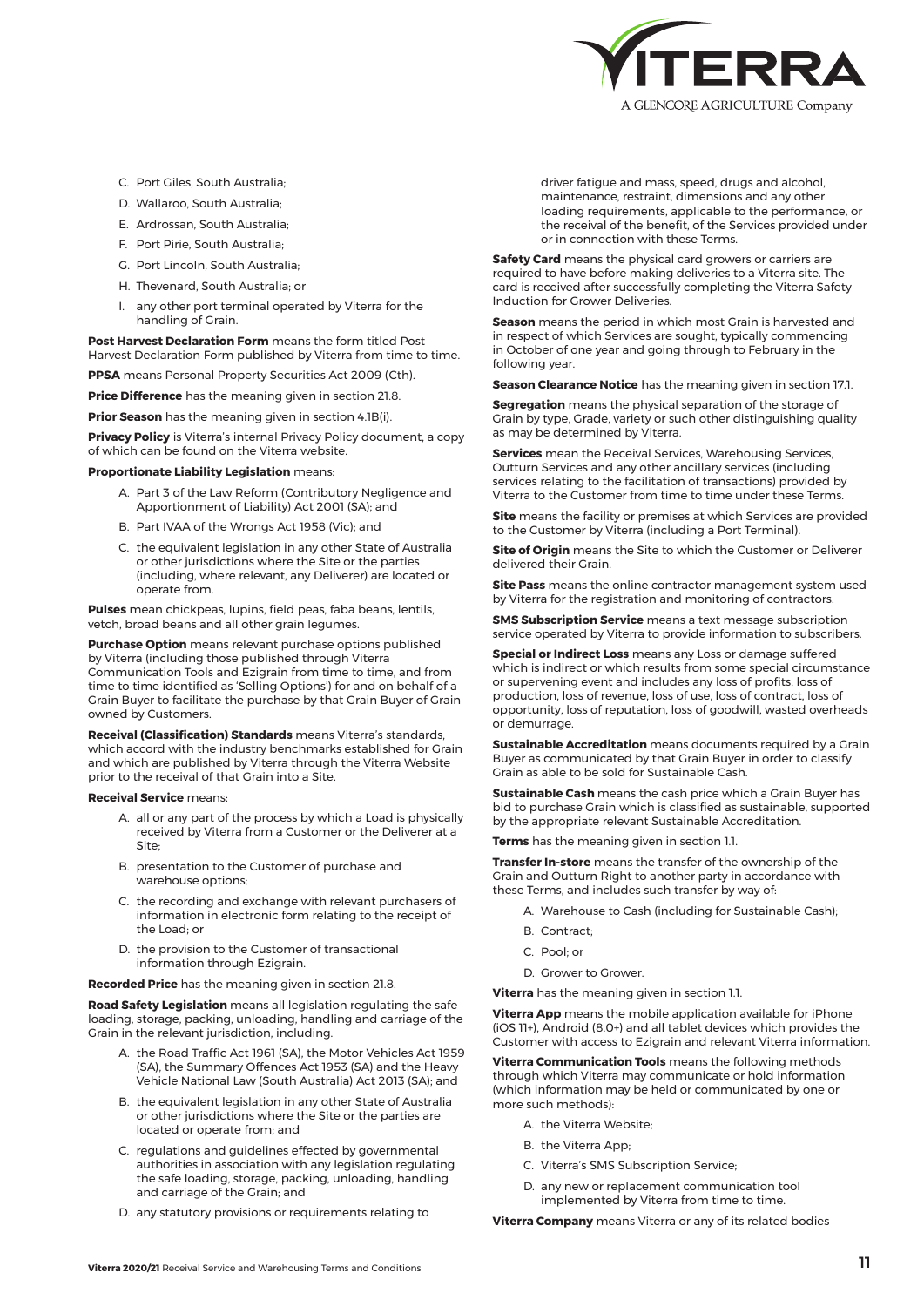C. Port Giles, South Australia;

D. Wallaroo, South Australia;

E. Ardrossan, South Australia;

F. Port Pirie, South Australia;

G. Port Lincoln, South Australia;

H. Thevenard, South Australia; or

I. any other port terminal operated by Viterra for the handling of Grain.

**Post Harvest Declaration Form** means the form titled Post Harvest Declaration Form published by Viterra from time to time.

**PPSA** means Personal Property Securities Act 2009 (Cth).

**Price Difference** has the meaning given in section 21.8.

**Prior Season** has the meaning given in section 4.1B(i).

**Privacy Policy** is Viterra's internal Privacy Policy document, a copy of which can be found on the Viterra website.

**Proportionate Liability Legislation** means:

A. Part 3 of the Law Reform (Contributory Negligence and Apportionment of Liability) Act 2001 (SA); and

B. Part IVAA of the Wrongs Act 1958 (Vic); and

C. the equivalent legislation in any other State of Australia or other jurisdictions where the Site or the parties (including, where relevant, any Deliverer) are located or operate from.

**Pulses** mean chickpeas, lupins, field peas, faba beans, lentils, vetch, broad beans and all other grain legumes.

**Purchase Option** means relevant purchase options published by Viterra (including those published through Viterra Communication Tools and Ezigrain from time to time, and from time to time identified as 'Selling Options') for and on behalf of a Grain Buyer to facilitate the purchase by that Grain Buyer of Grain owned by Customers.

**Receival (Classification) Standards** means Viterra's standards, which accord with the industry benchmarks established for Grain and which are published by Viterra through the Viterra Website prior to the receival of that Grain into a Site.

**Receival Service** means:

A. all or any part of the process by which a Load is physically received by Viterra from a Customer or the Deliverer at a Site;

B. presentation to the Customer of purchase and warehouse options;

C. the recording and exchange with relevant purchasers of information in electronic form relating to the receipt of the Load; or

D. the provision to the Customer of transactional information through Ezigrain.

**Recorded Price** has the meaning given in section 21.8.

**Road Safety Legislation** means all legislation regulating the safe loading, storage, packing, unloading, handling and carriage of the Grain in the relevant jurisdiction, including.

A. the Road Traffic Act 1961 (SA), the Motor Vehicles Act 1959 (SA), the Summary Offences Act 1953 (SA) and the Heavy Vehicle National Law (South Australia) Act 2013 (SA); and

B. the equivalent legislation in any other State of Australia or other jurisdictions where the Site or the parties are located or operate from; and

C. regulations and guidelines effected by governmental authorities in association with any legislation regulating the safe loading, storage, packing, unloading, handling and carriage of the Grain; and

D. any statutory provisions or requirements relating to driver fatigue and mass, speed, drugs and alcohol, maintenance, restraint, dimensions and any other loading requirements, applicable to the performance, or the receival of the benefit, of the Services provided under or in connection with these Terms.

**Safety Card** means the physical card growers or carriers are required to have before making deliveries to a Viterra site. The card is received after successfully completing the Viterra Safety Induction for Grower Deliveries.

**Season** means the period in which most Grain is harvested and in respect of which Services are sought, typically commencing in October of one year and going through to February in the following year.

**Season Clearance Notice** has the meaning given in section 17.1.

**Segregation** means the physical separation of the storage of Grain by type, Grade, variety or such other distinguishing quality as may be determined by Viterra.

**Services** mean the Receival Services, Warehousing Services, Outturn Services and any other ancillary services (including services relating to the facilitation of transactions) provided by Viterra to the Customer from time to time under these Terms.

**Site** means the facility or premises at which Services are provided to the Customer by Viterra (including a Port Terminal).

**Site of Origin** means the Site to which the Customer or Deliverer delivered their Grain.

**Site Pass** means the online contractor management system used by Viterra for the registration and monitoring of contractors.

**SMS Subscription Service** means a text message subscription service operated by Viterra to provide information to subscribers.

**Special or Indirect Loss** means any Loss or damage suffered which is indirect or which results from some special circumstance or supervening event and includes any loss of profits, loss of production, loss of revenue, loss of use, loss of contract, loss of opportunity, loss of reputation, loss of goodwill, wasted overheads or demurrage.

**Sustainable Accreditation** means documents required by a Grain Buyer as communicated by that Grain Buyer in order to classify Grain as able to be sold for Sustainable Cash.

**Sustainable Cash** means the cash price which a Grain Buyer has bid to purchase Grain which is classified as sustainable, supported by the appropriate relevant Sustainable Accreditation.

**Terms** has the meaning given in section 1.1.

**Transfer In-store** means the transfer of the ownership of the Grain and Outturn Right to another party in accordance with these Terms, and includes such transfer by way of:

A. Warehouse to Cash (including for Sustainable Cash);

B. Contract;

C. Pool; or

D. Grower to Grower.

**Viterra** has the meaning given in section 1.1.

**Viterra App** means the mobile application available for iPhone (iOS 11+), Android (8.0+) and all tablet devices which provides the Customer with access to Ezigrain and relevant Viterra information.

**Viterra Communication Tools** means the following methods through which Viterra may communicate or hold information (which information may be held or communicated by one or more such methods):

A. the Viterra Website;

B. the Viterra App;

C. Viterra's SMS Subscription Service;

D. any new or replacement communication tool implemented by Viterra from time to time.

**Viterra Company** means Viterra or any of its related bodies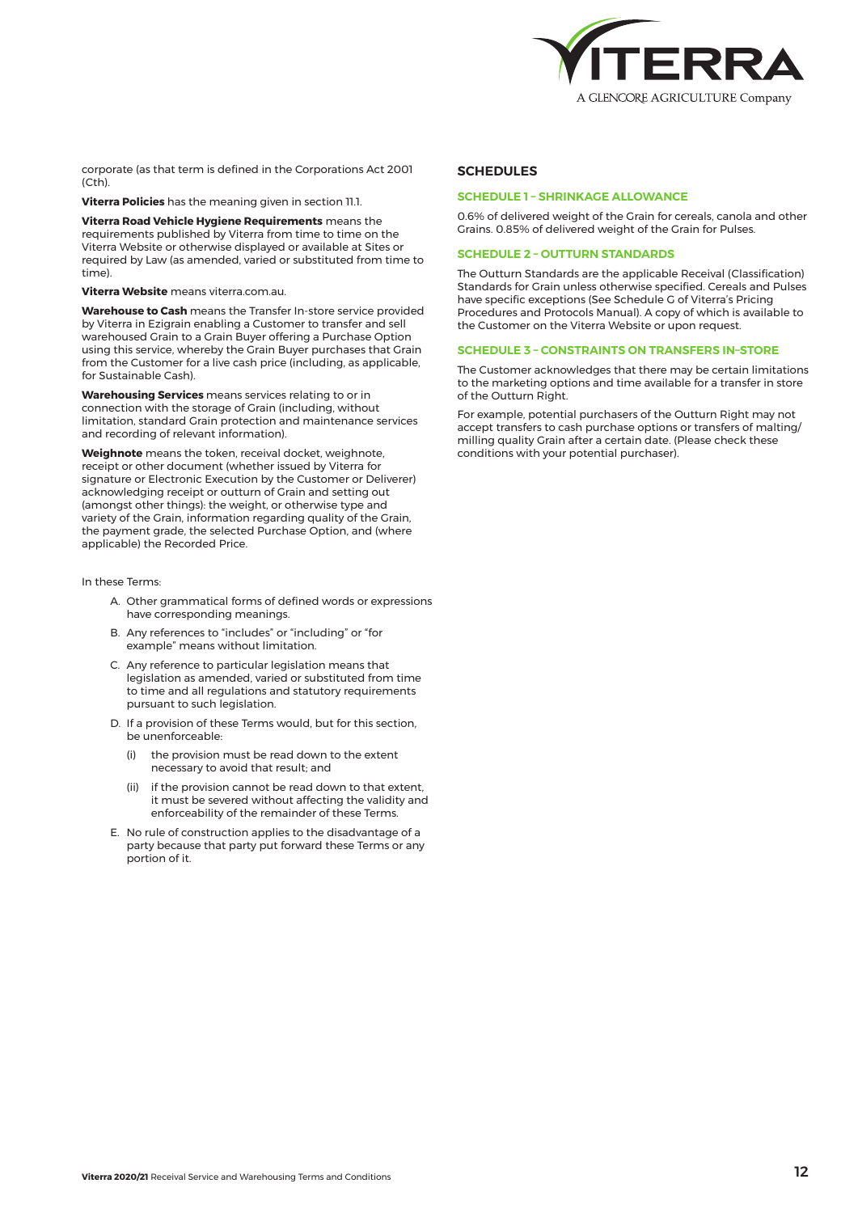corporate (as that term is defined in the Corporations Act 2001 (Cth).

**Viterra Policies** has the meaning given in section 11.1.

**Viterra Road Vehicle Hygiene Requirements** means the requirements published by Viterra from time to time on the Viterra Website or otherwise displayed or available at Sites or required by Law (as amended, varied or substituted from time to time).

**Viterra Website** means viterra.com.au.

**Warehouse to Cash** means the Transfer In-store service provided by Viterra in Ezigrain enabling a Customer to transfer and sell warehoused Grain to a Grain Buyer offering a Purchase Option using this service, whereby the Grain Buyer purchases that Grain from the Customer for a live cash price (including, as applicable, for Sustainable Cash).

**Warehousing Services** means services relating to or in connection with the storage of Grain (including, without limitation, standard Grain protection and maintenance services and recording of relevant information).

**Weighnote** means the token, receival docket, weighnote, receipt or other document (whether issued by Viterra for signature or Electronic Execution by the Customer or Deliverer) acknowledging receipt or outturn of Grain and setting out (amongst other things): the weight, or otherwise type and variety of the Grain, information regarding quality of the Grain, the payment grade, the selected Purchase Option, and (where applicable) the Recorded Price.

In these Terms:

A. Other grammatical forms of defined words or expressions have corresponding meanings.

B. Any references to "includes" or "including" or "for example" means without limitation.

C. Any reference to particular legislation means that legislation as amended, varied or substituted from time to time and all regulations and statutory requirements pursuant to such legislation.

D. If a provision of these Terms would, but for this section, be unenforceable:

   (i) the provision must be read down to the extent necessary to avoid that result; and

   (ii) if the provision cannot be read down to that extent, it must be severed without affecting the validity and enforceability of the remainder of these Terms.

E. No rule of construction applies to the disadvantage of a party because that party put forward these Terms or any portion of it.

## SCHEDULES

### SCHEDULE 1 – SHRINKAGE ALLOWANCE

0.6% of delivered weight of the Grain for cereals, canola and other Grains. 0.85% of delivered weight of the Grain for Pulses.

### SCHEDULE 2 – OUTTURN STANDARDS

The Outturn Standards are the applicable Receival (Classification) Standards for Grain unless otherwise specified. Cereals and Pulses have specific exceptions (See Schedule G of Viterra's Pricing Procedures and Protocols Manual). A copy of which is available to the Customer on the Viterra Website or upon request.

### SCHEDULE 3 – CONSTRAINTS ON TRANSFERS IN-STORE

The Customer acknowledges that there may be certain limitations to the marketing options and time available for a transfer in store of the Outturn Right.

For example, potential purchasers of the Outturn Right may not accept transfers to cash purchase options or transfers of malting/milling quality Grain after a certain date. (Please check these conditions with your potential purchaser).